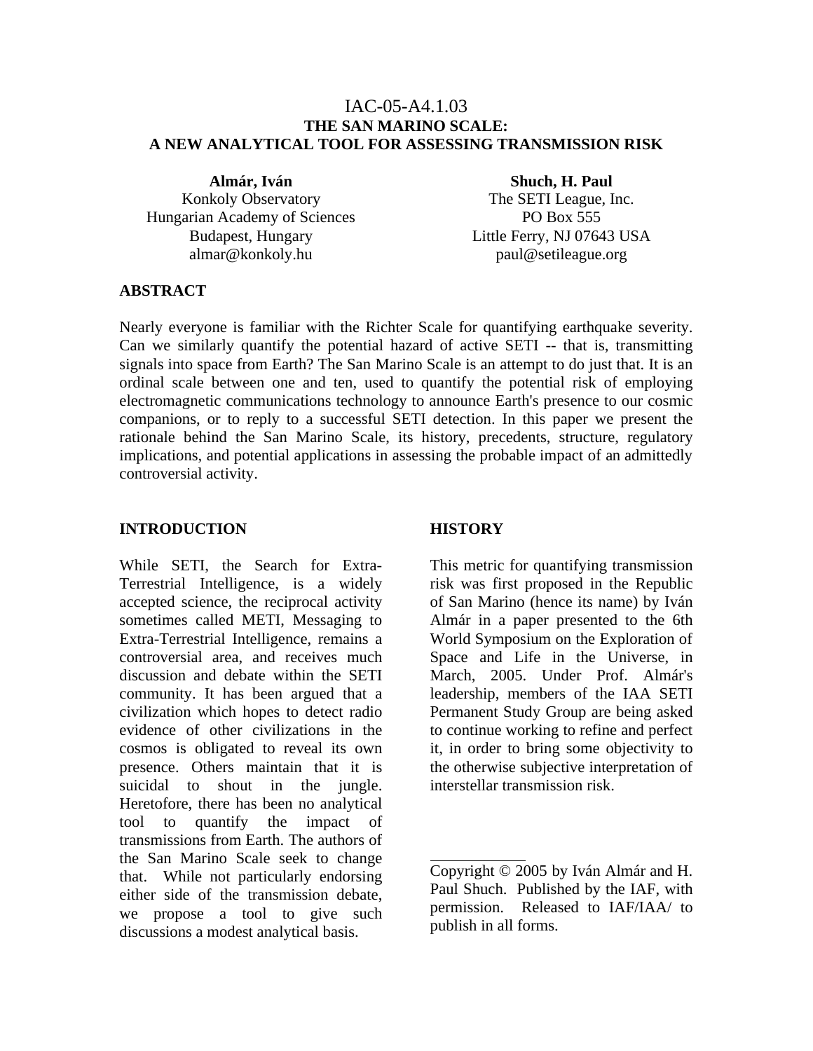IAC-05-A4.1.03

# THE SAN MARINO SCALE: A NEW ANALYTICAL TOOL FOR ASSESSING TRANSMISSION RISK

**Almár, Iván**
Konkoly Observatory
Hungarian Academy of Sciences
Budapest, Hungary
almar@konkoly.hu

**Shuch, H. Paul**
The SETI League, Inc.
PO Box 555
Little Ferry, NJ 07643 USA
paul@setileague.org

## ABSTRACT

Nearly everyone is familiar with the Richter Scale for quantifying earthquake severity. Can we similarly quantify the potential hazard of active SETI -- that is, transmitting signals into space from Earth? The San Marino Scale is an attempt to do just that. It is an ordinal scale between one and ten, used to quantify the potential risk of employing electromagnetic communications technology to announce Earth's presence to our cosmic companions, or to reply to a successful SETI detection. In this paper we present the rationale behind the San Marino Scale, its history, precedents, structure, regulatory implications, and potential applications in assessing the probable impact of an admittedly controversial activity.

## INTRODUCTION

While SETI, the Search for Extra-Terrestrial Intelligence, is a widely accepted science, the reciprocal activity sometimes called METI, Messaging to Extra-Terrestrial Intelligence, remains a controversial area, and receives much discussion and debate within the SETI community. It has been argued that a civilization which hopes to detect radio evidence of other civilizations in the cosmos is obligated to reveal its own presence. Others maintain that it is suicidal to shout in the jungle. Heretofore, there has been no analytical tool to quantify the impact of transmissions from Earth. The authors of the San Marino Scale seek to change that. While not particularly endorsing either side of the transmission debate, we propose a tool to give such discussions a modest analytical basis.

## HISTORY

This metric for quantifying transmission risk was first proposed in the Republic of San Marino (hence its name) by Iván Almár in a paper presented to the 6th World Symposium on the Exploration of Space and Life in the Universe, in March, 2005. Under Prof. Almár's leadership, members of the IAA SETI Permanent Study Group are being asked to continue working to refine and perfect it, in order to bring some objectivity to the otherwise subjective interpretation of interstellar transmission risk.

---

Copyright © 2005 by Iván Almár and H. Paul Shuch. Published by the IAF, with permission. Released to IAF/IAA/ to publish in all forms.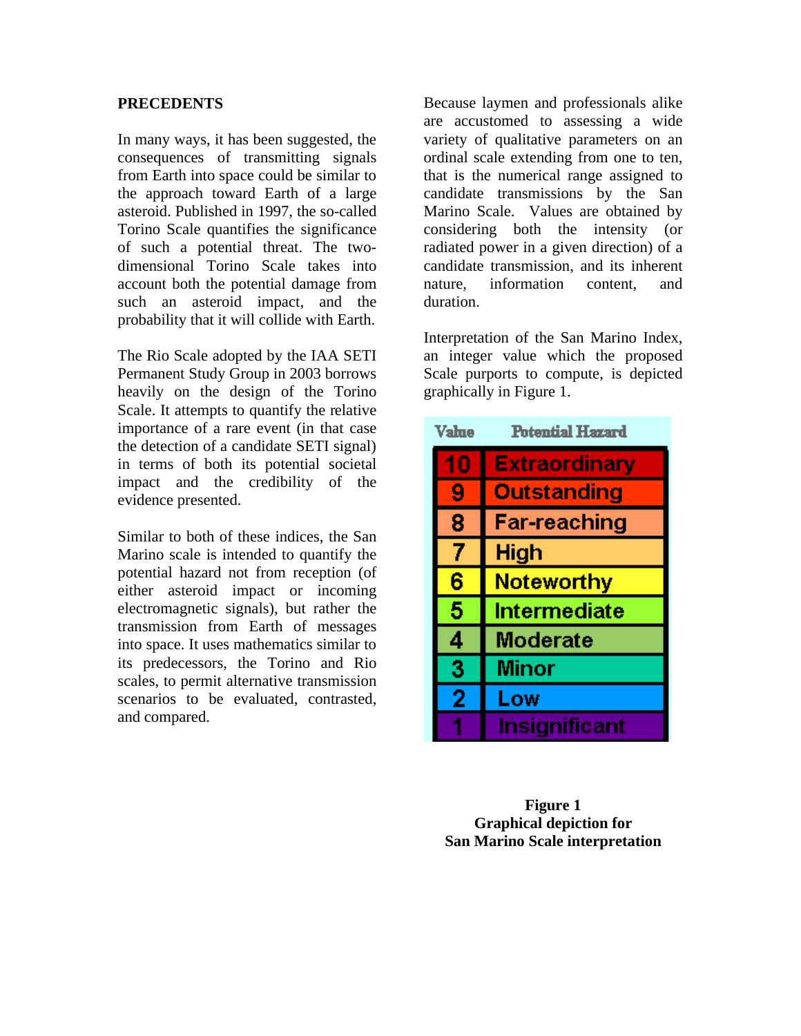## PRECEDENTS

In many ways, it has been suggested, the consequences of transmitting signals from Earth into space could be similar to the approach toward Earth of a large asteroid. Published in 1997, the so-called Torino Scale quantifies the significance of such a potential threat. The two-dimensional Torino Scale takes into account both the potential damage from such an asteroid impact, and the probability that it will collide with Earth.

The Rio Scale adopted by the IAA SETI Permanent Study Group in 2003 borrows heavily on the design of the Torino Scale. It attempts to quantify the relative importance of a rare event (in that case the detection of a candidate SETI signal) in terms of both its potential societal impact and the credibility of the evidence presented.

Similar to both of these indices, the San Marino scale is intended to quantify the potential hazard not from reception (of either asteroid impact or incoming electromagnetic signals), but rather the transmission from Earth of messages into space. It uses mathematics similar to its predecessors, the Torino and Rio scales, to permit alternative transmission scenarios to be evaluated, contrasted, and compared.

Because laymen and professionals alike are accustomed to assessing a wide variety of qualitative parameters on an ordinal scale extending from one to ten, that is the numerical range assigned to candidate transmissions by the San Marino Scale. Values are obtained by considering both the intensity (or radiated power in a given direction) of a candidate transmission, and its inherent nature, information content, and duration.

Interpretation of the San Marino Index, an integer value which the proposed Scale purports to compute, is depicted graphically in Figure 1.

| Value | Potential Hazard |
|---|---|
| 10 | Extraordinary |
| 9 | Outstanding |
| 8 | Far-reaching |
| 7 | High |
| 6 | Noteworthy |
| 5 | Intermediate |
| 4 | Moderate |
| 3 | Minor |
| 2 | Low |
| 1 | Insignificant |

**Figure 1**
**Graphical depiction for San Marino Scale interpretation**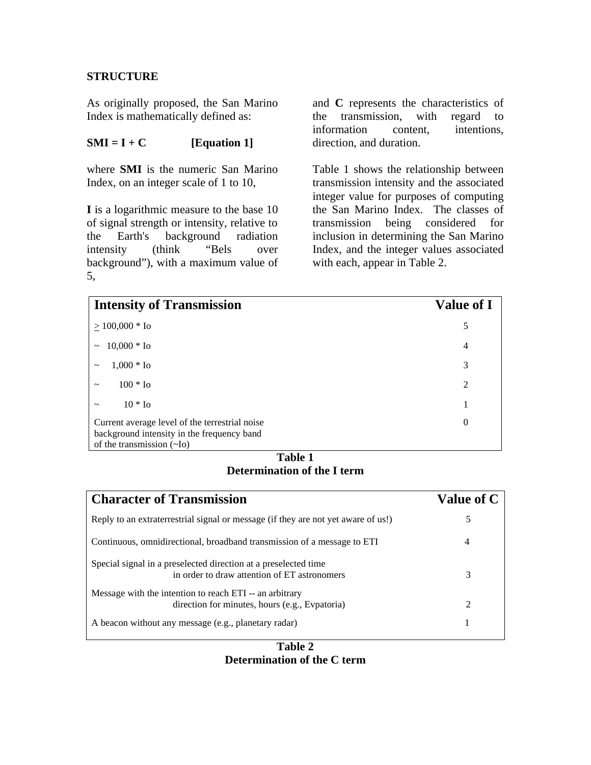## STRUCTURE

As originally proposed, the San Marino Index is mathematically defined as:

**SMI = I + C [Equation 1]**

where **SMI** is the numeric San Marino Index, on an integer scale of 1 to 10,

**I** is a logarithmic measure to the base 10 of signal strength or intensity, relative to the Earth's background radiation intensity (think "Bels over background"), with a maximum value of 5,

and **C** represents the characteristics of the transmission, with regard to information content, intentions, direction, and duration.

Table 1 shows the relationship between transmission intensity and the associated integer value for purposes of computing the San Marino Index. The classes of transmission being considered for inclusion in determining the San Marino Index, and the integer values associated with each, appear in Table 2.

| Intensity of Transmission | Value of I |
|---|---|
| $\geq$ 100,000 * Io | 5 |
| ~ 10,000 * Io | 4 |
| ~ 1,000 * Io | 3 |
| ~ 100 * Io | 2 |
| ~ 10 * Io | 1 |
| Current average level of the terrestrial noise background intensity in the frequency band of the transmission (~Io) | 0 |

**Table 1**
**Determination of the I term**

| Character of Transmission | Value of C |
|---|---|
| Reply to an extraterrestrial signal or message (if they are not yet aware of us!) | 5 |
| Continuous, omnidirectional, broadband transmission of a message to ETI | 4 |
| Special signal in a preselected direction at a preselected time in order to draw attention of ET astronomers | 3 |
| Message with the intention to reach ETI -- an arbitrary direction for minutes, hours (e.g., Evpatoria) | 2 |
| A beacon without any message (e.g., planetary radar) | 1 |

**Table 2**
**Determination of the C term**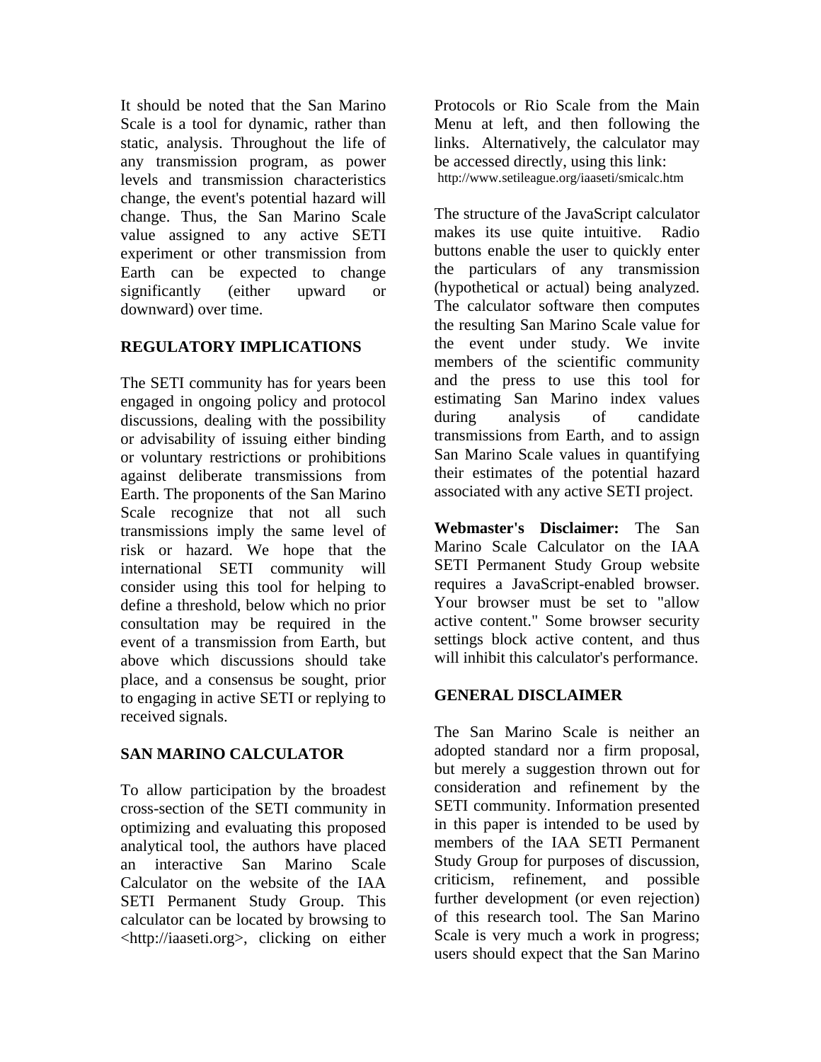It should be noted that the San Marino Scale is a tool for dynamic, rather than static, analysis. Throughout the life of any transmission program, as power levels and transmission characteristics change, the event's potential hazard will change. Thus, the San Marino Scale value assigned to any active SETI experiment or other transmission from Earth can be expected to change significantly (either upward or downward) over time.

## REGULATORY IMPLICATIONS

The SETI community has for years been engaged in ongoing policy and protocol discussions, dealing with the possibility or advisability of issuing either binding or voluntary restrictions or prohibitions against deliberate transmissions from Earth. The proponents of the San Marino Scale recognize that not all such transmissions imply the same level of risk or hazard. We hope that the international SETI community will consider using this tool for helping to define a threshold, below which no prior consultation may be required in the event of a transmission from Earth, but above which discussions should take place, and a consensus be sought, prior to engaging in active SETI or replying to received signals.

## SAN MARINO CALCULATOR

To allow participation by the broadest cross-section of the SETI community in optimizing and evaluating this proposed analytical tool, the authors have placed an interactive San Marino Scale Calculator on the website of the IAA SETI Permanent Study Group. This calculator can be located by browsing to <http://iaaseti.org>, clicking on either Protocols or Rio Scale from the Main Menu at left, and then following the links. Alternatively, the calculator may be accessed directly, using this link:
http://www.setileague.org/iaaseti/smicalc.htm

The structure of the JavaScript calculator makes its use quite intuitive. Radio buttons enable the user to quickly enter the particulars of any transmission (hypothetical or actual) being analyzed. The calculator software then computes the resulting San Marino Scale value for the event under study. We invite members of the scientific community and the press to use this tool for estimating San Marino index values during analysis of candidate transmissions from Earth, and to assign San Marino Scale values in quantifying their estimates of the potential hazard associated with any active SETI project.

**Webmaster's Disclaimer:** The San Marino Scale Calculator on the IAA SETI Permanent Study Group website requires a JavaScript-enabled browser. Your browser must be set to "allow active content." Some browser security settings block active content, and thus will inhibit this calculator's performance.

## GENERAL DISCLAIMER

The San Marino Scale is neither an adopted standard nor a firm proposal, but merely a suggestion thrown out for consideration and refinement by the SETI community. Information presented in this paper is intended to be used by members of the IAA SETI Permanent Study Group for purposes of discussion, criticism, refinement, and possible further development (or even rejection) of this research tool. The San Marino Scale is very much a work in progress; users should expect that the San Marino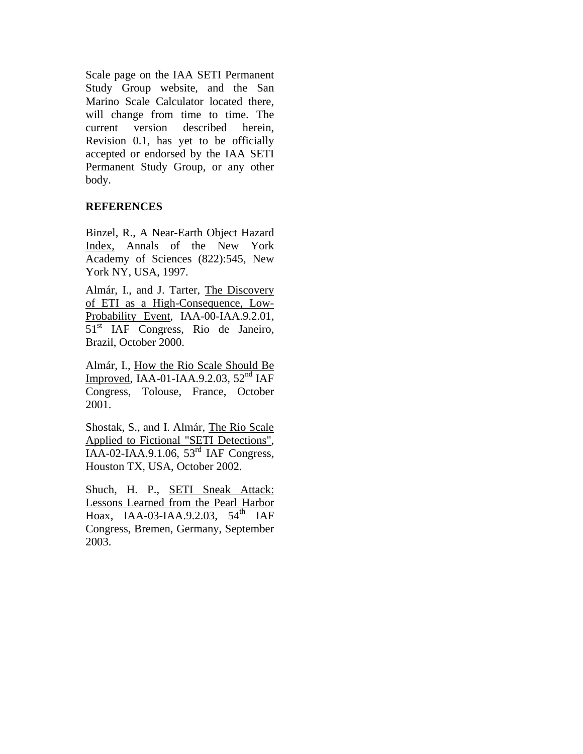Scale page on the IAA SETI Permanent Study Group website, and the San Marino Scale Calculator located there, will change from time to time. The current version described herein, Revision 0.1, has yet to be officially accepted or endorsed by the IAA SETI Permanent Study Group, or any other body.

**REFERENCES**

Binzel, R., A Near-Earth Object Hazard Index, Annals of the New York Academy of Sciences (822):545, New York NY, USA, 1997.

Almár, I., and J. Tarter, The Discovery of ETI as a High-Consequence, Low-Probability Event, IAA-00-IAA.9.2.01, 51st IAF Congress, Rio de Janeiro, Brazil, October 2000.

Almár, I., How the Rio Scale Should Be Improved, IAA-01-IAA.9.2.03, 52nd IAF Congress, Tolouse, France, October 2001.

Shostak, S., and I. Almár, The Rio Scale Applied to Fictional "SETI Detections", IAA-02-IAA.9.1.06, 53rd IAF Congress, Houston TX, USA, October 2002.

Shuch, H. P., SETI Sneak Attack: Lessons Learned from the Pearl Harbor Hoax, IAA-03-IAA.9.2.03, 54th IAF Congress, Bremen, Germany, September 2003.